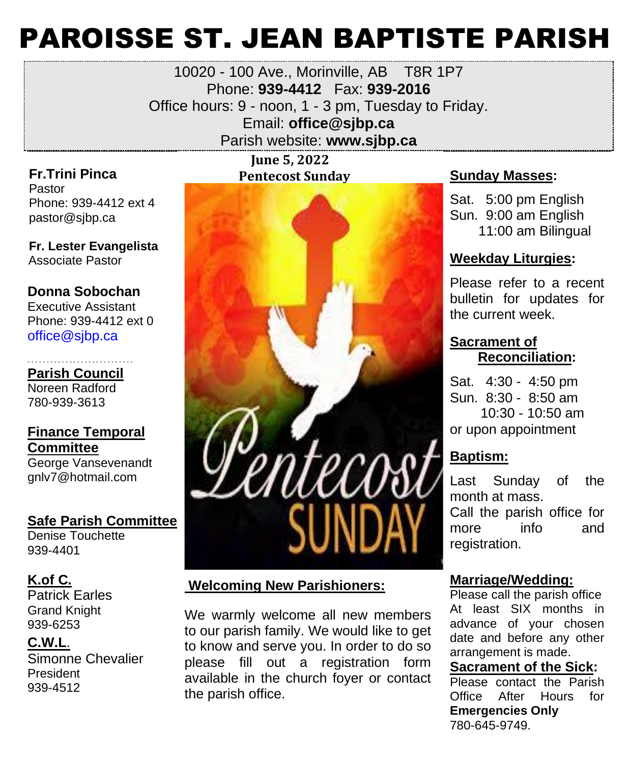# PAROISSE ST. JEAN BAPTISTE PARISH

10020 - 100 Ave., Morinville, AB T8R 1P7
Phone: **939-4412** Fax: **939-2016**
Office hours: 9 - noon, 1 - 3 pm, Tuesday to Friday.
Email: **office@sjbp.ca**
Parish website: **www.sjbp.ca**

**Fr.Trini Pinca**
Pastor
Phone: 939-4412 ext 4
pastor@sjbp.ca

**Fr. Lester Evangelista**
Associate Pastor

**Donna Sobochan**
Executive Assistant
Phone: 939-4412 ext 0
office@sjbp.ca

**Parish Council**
Noreen Radford
780-939-3613

**Finance Temporal Committee**
George Vansevenandt
gnlv7@hotmail.com

**Safe Parish Committee**
Denise Touchette
939-4401

**K.of C.**
Patrick Earles
Grand Knight
939-6253

**C.W.L.**
Simonne Chevalier
President
939-4512

**June 5, 2022**
**Pentecost Sunday**

Pentecost SUNDAY

**Welcoming New Parishioners:**

We warmly welcome all new members to our parish family. We would like to get to know and serve you. In order to do so please fill out a registration form available in the church foyer or contact the parish office.

**Sunday Masses:**

Sat. 5:00 pm English
Sun. 9:00 am English
11:00 am Bilingual

**Weekday Liturgies:**

Please refer to a recent bulletin for updates for the current week.

**Sacrament of Reconciliation:**

Sat. 4:30 - 4:50 pm
Sun. 8:30 - 8:50 am
10:30 - 10:50 am
or upon appointment

**Baptism:**

Last Sunday of the month at mass.
Call the parish office for more info and registration.

**Marriage/Wedding:**
Please call the parish office At least SIX months in advance of your chosen date and before any other arrangement is made.

**Sacrament of the Sick:**
Please contact the Parish Office After Hours for **Emergencies Only**
780-645-9749.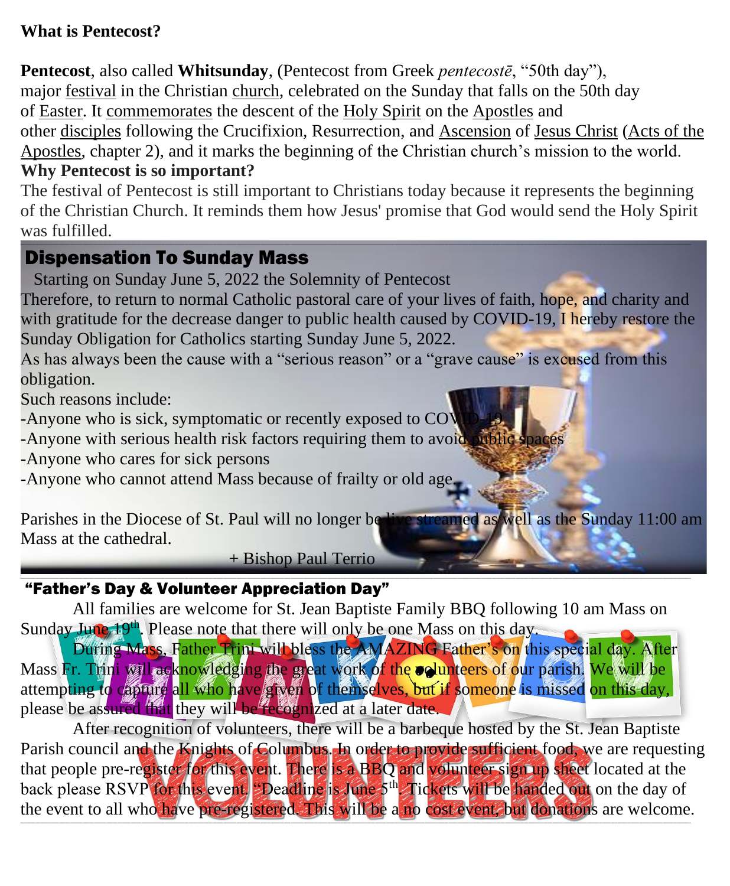**What is Pentecost?**

**Pentecost**, also called **Whitsunday**, (Pentecost from Greek *pentecostē*, "50th day"), major festival in the Christian church, celebrated on the Sunday that falls on the 50th day of Easter. It commemorates the descent of the Holy Spirit on the Apostles and other disciples following the Crucifixion, Resurrection, and Ascension of Jesus Christ (Acts of the Apostles, chapter 2), and it marks the beginning of the Christian church's mission to the world.

**Why Pentecost is so important?**

The festival of Pentecost is still important to Christians today because it represents the beginning of the Christian Church. It reminds them how Jesus' promise that God would send the Holy Spirit was fulfilled.

## Dispensation To Sunday Mass

Starting on Sunday June 5, 2022 the Solemnity of Pentecost

Therefore, to return to normal Catholic pastoral care of your lives of faith, hope, and charity and with gratitude for the decrease danger to public health caused by COVID-19, I hereby restore the Sunday Obligation for Catholics starting Sunday June 5, 2022.

As has always been the cause with a "serious reason" or a "grave cause" is excused from this obligation.

Such reasons include:

-Anyone who is sick, symptomatic or recently exposed to COVID-19
-Anyone with serious health risk factors requiring them to avoid public spaces
-Anyone who cares for sick persons
-Anyone who cannot attend Mass because of frailty or old age.

Parishes in the Diocese of St. Paul will no longer be live streamed as well as the Sunday 11:00 am Mass at the cathedral.

+ Bishop Paul Terrio

## "Father's Day & Volunteer Appreciation Day"

All families are welcome for St. Jean Baptiste Family BBQ following 10 am Mass on Sunday June 19th. Please note that there will only be one Mass on this day.

During Mass, Father Trini will bless the AMAZING Father's on this special day. After Mass Fr. Trini will acknowledging the great work of the volunteers of our parish. We will be attempting to capture all who have given of themselves, but if someone is missed on this day, please be assured that they will be recognized at a later date.

After recognition of volunteers, there will be a barbeque hosted by the St. Jean Baptiste Parish council and the Knights of Columbus. In order to provide sufficient food, we are requesting that people pre-register for this event. There is a BBQ and volunteer sign up sheet located at the back please RSVP for this event. "Deadline is June 5th. Tickets will be handed out on the day of the event to all who have pre-registered. This will be a no cost event, but donations are welcome.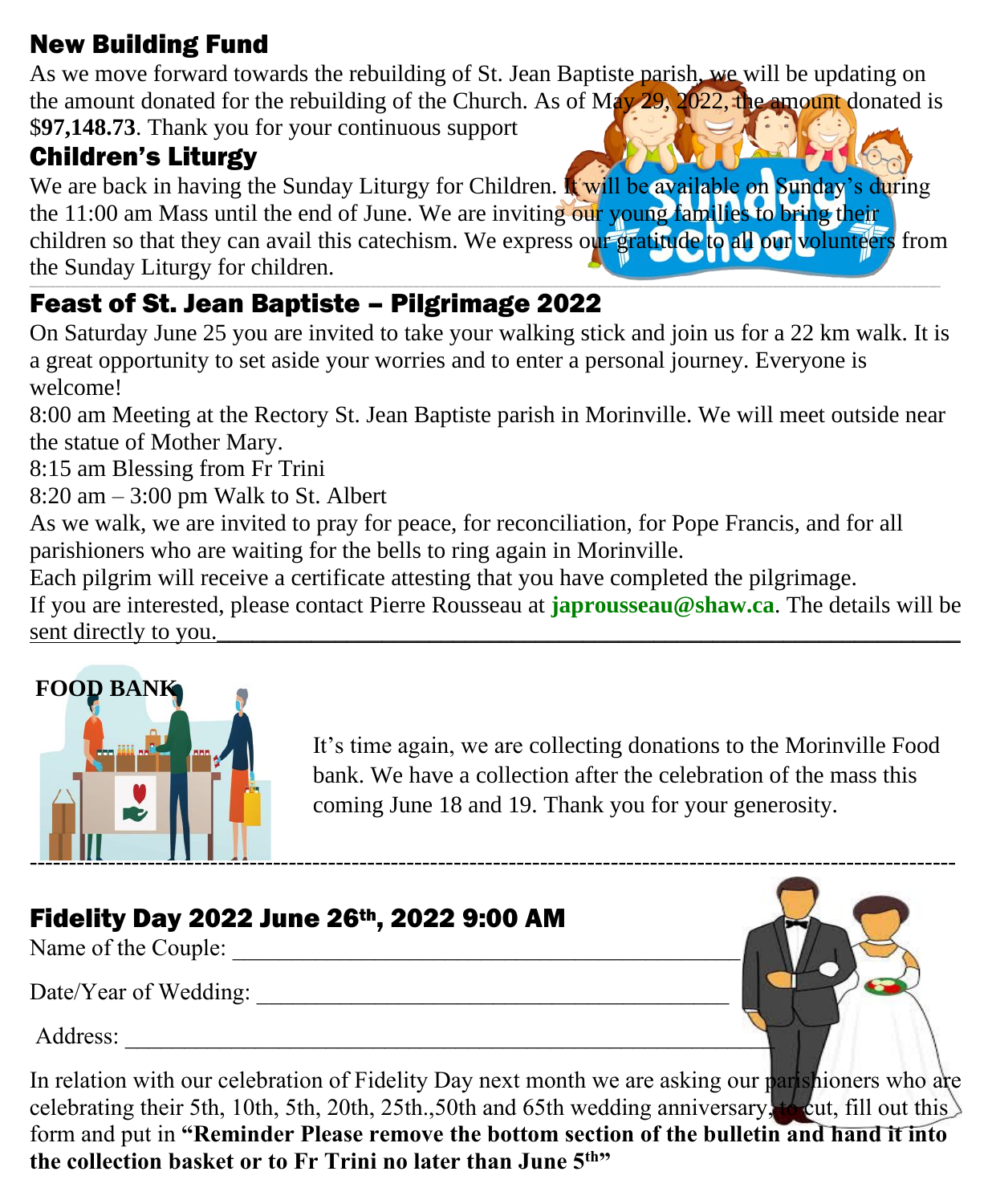## New Building Fund

As we move forward towards the rebuilding of St. Jean Baptiste parish, we will be updating on the amount donated for the rebuilding of the Church. As of May 29, 2022, the amount donated is $**97,148.73**. Thank you for your continuous support

## Children's Liturgy

We are back in having the Sunday Liturgy for Children. It will be available on Sunday's during the 11:00 am Mass until the end of June. We are inviting our young families to bring their children so that they can avail this catechism. We express our gratitude to all our volunteers from the Sunday Liturgy for children.

## Feast of St. Jean Baptiste – Pilgrimage 2022

On Saturday June 25 you are invited to take your walking stick and join us for a 22 km walk. It is a great opportunity to set aside your worries and to enter a personal journey. Everyone is welcome!

8:00 am Meeting at the Rectory St. Jean Baptiste parish in Morinville. We will meet outside near the statue of Mother Mary.

8:15 am Blessing from Fr Trini

8:20 am – 3:00 pm Walk to St. Albert

As we walk, we are invited to pray for peace, for reconciliation, for Pope Francis, and for all parishioners who are waiting for the bells to ring again in Morinville.

Each pilgrim will receive a certificate attesting that you have completed the pilgrimage.

If you are interested, please contact Pierre Rousseau at **japrousseau@shaw.ca**. The details will be sent directly to you.

**FOOD BANK**

It's time again, we are collecting donations to the Morinville Food bank. We have a collection after the celebration of the mass this coming June 18 and 19. Thank you for your generosity.

---

## Fidelity Day 2022 June 26th, 2022 9:00 AM

Name of the Couple: ________________________________________

Date/Year of Wedding: ______________________________________

Address: _____________________________________________________

In relation with our celebration of Fidelity Day next month we are asking our parishioners who are celebrating their 5th, 10th, 5th, 20th, 25th.,50th and 65th wedding anniversary, to cut, fill out this form and put in **"Reminder Please remove the bottom section of the bulletin and hand it into the collection basket or to Fr Trini no later than June 5th"**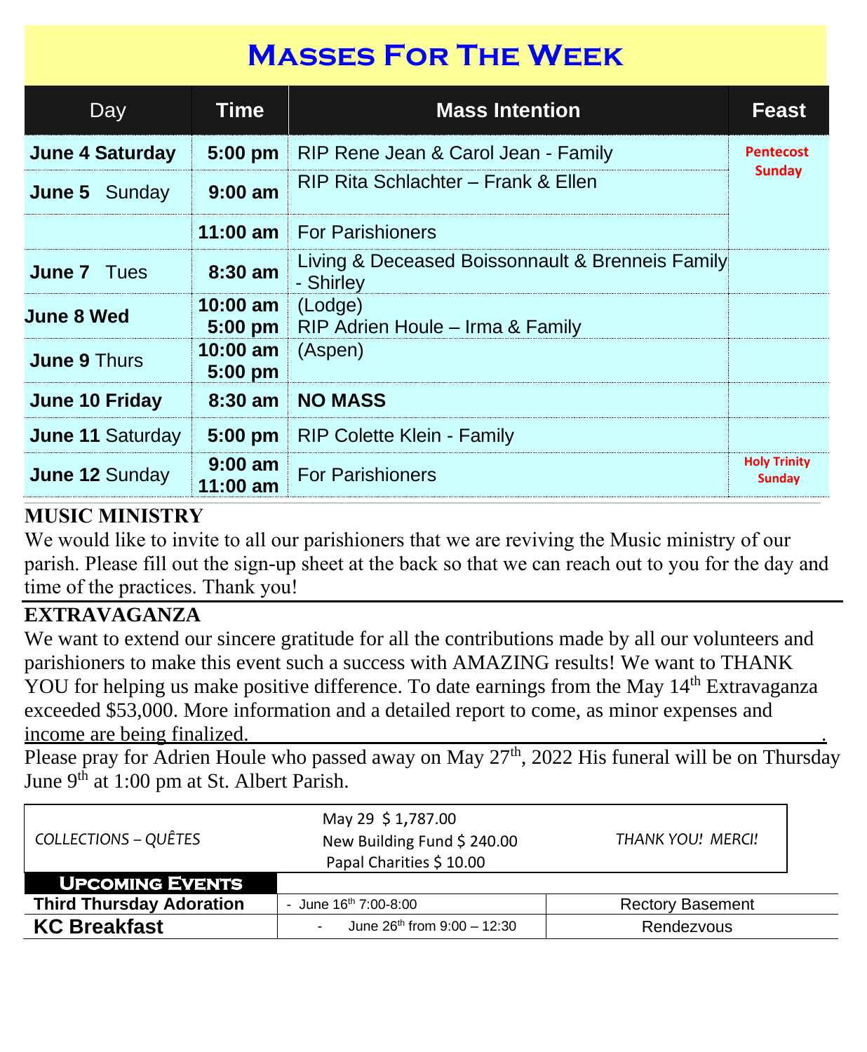# Masses For The Week

| Day | Time | Mass Intention | Feast |
|---|---|---|---|
| **June 4 Saturday** | **5:00 pm** | RIP Rene Jean & Carol Jean - Family | Pentecost Sunday |
| **June 5** Sunday | **9:00 am** | RIP Rita Schlachter – Frank & Ellen | |
| | **11:00 am** | For Parishioners | |
| **June 7** Tues | **8:30 am** | Living & Deceased Boissonnault & Brenneis Family - Shirley | |
| **June 8 Wed** | **10:00 am**<br>**5:00 pm** | (Lodge)<br>RIP Adrien Houle – Irma & Family | |
| **June 9** Thurs | **10:00 am**<br>**5:00 pm** | (Aspen) | |
| **June 10 Friday** | **8:30 am** | **NO MASS** | |
| **June 11** Saturday | **5:00 pm** | RIP Colette Klein - Family | |
| **June 12** Sunday | **9:00 am**<br>**11:00 am** | For Parishioners | Holy Trinity Sunday |

**MUSIC MINISTRY**

We would like to invite to all our parishioners that we are reviving the Music ministry of our parish. Please fill out the sign-up sheet at the back so that we can reach out to you for the day and time of the practices. Thank you!

**EXTRAVAGANZA**

We want to extend our sincere gratitude for all the contributions made by all our volunteers and parishioners to make this event such a success with AMAZING results! We want to THANK YOU for helping us make positive difference. To date earnings from the May 14th Extravaganza exceeded $53,000. More information and a detailed report to come, as minor expenses and income are being finalized.

Please pray for Adrien Houle who passed away on May 27th, 2022 His funeral will be on Thursday June 9th at 1:00 pm at St. Albert Parish.

| | | |
|---|---|---|
| *COLLECTIONS – QUÊTES* | May 29 $ 1,787.00<br>New Building Fund $ 240.00<br>Papal Charities $ 10.00 | *THANK YOU! MERCI!* |

## Upcoming Events

| | | |
|---|---|---|
| **Third Thursday Adoration** | - June 16th 7:00-8:00 | Rectory Basement |
| **KC Breakfast** | - June 26th from 9:00 – 12:30 | Rendezvous |